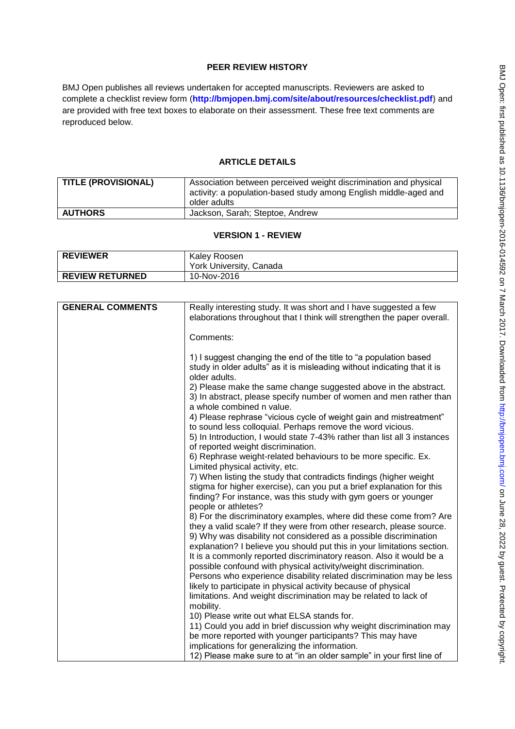## PEER REVIEW HISTORY

BMJ Open publishes all reviews undertaken for accepted manuscripts. Reviewers are asked to complete a checklist review form (**http://bmjopen.bmj.com/site/about/resources/checklist.pdf**) and are provided with free text boxes to elaborate on their assessment. These free text comments are reproduced below.

## ARTICLE DETAILS

| **TITLE (PROVISIONAL)** | Association between perceived weight discrimination and physical activity: a population-based study among English middle-aged and older adults |
|---|---|
| **AUTHORS** | Jackson, Sarah; Steptoe, Andrew |

## VERSION 1 - REVIEW

| **REVIEWER** | Kaley Roosen<br>York University, Canada |
|---|---|
| **REVIEW RETURNED** | 10-Nov-2016 |

| **GENERAL COMMENTS** | Really interesting study. It was short and I have suggested a few elaborations throughout that I think will strengthen the paper overall.<br><br>Comments:<br><br>1) I suggest changing the end of the title to "a population based study in older adults" as it is misleading without indicating that it is older adults.<br>2) Please make the same change suggested above in the abstract.<br>3) In abstract, please specify number of women and men rather than a whole combined n value.<br>4) Please rephrase "vicious cycle of weight gain and mistreatment" to sound less colloquial. Perhaps remove the word vicious.<br>5) In Introduction, I would state 7-43% rather than list all 3 instances of reported weight discrimination.<br>6) Rephrase weight-related behaviours to be more specific. Ex. Limited physical activity, etc.<br>7) When listing the study that contradicts findings (higher weight stigma for higher exercise), can you put a brief explanation for this finding? For instance, was this study with gym goers or younger people or athletes?<br>8) For the discriminatory examples, where did these come from? Are they a valid scale? If they were from other research, please source.<br>9) Why was disability not considered as a possible discrimination explanation? I believe you should put this in your limitations section. It is a commonly reported discriminatory reason. Also it would be a possible confound with physical activity/weight discrimination. Persons who experience disability related discrimination may be less likely to participate in physical activity because of physical limitations. And weight discrimination may be related to lack of mobility.<br>10) Please write out what ELSA stands for.<br>11) Could you add in brief discussion why weight discrimination may be more reported with younger participants? This may have implications for generalizing the information.<br>12) Please make sure to at "in an older sample" in your first line of |
|---|---|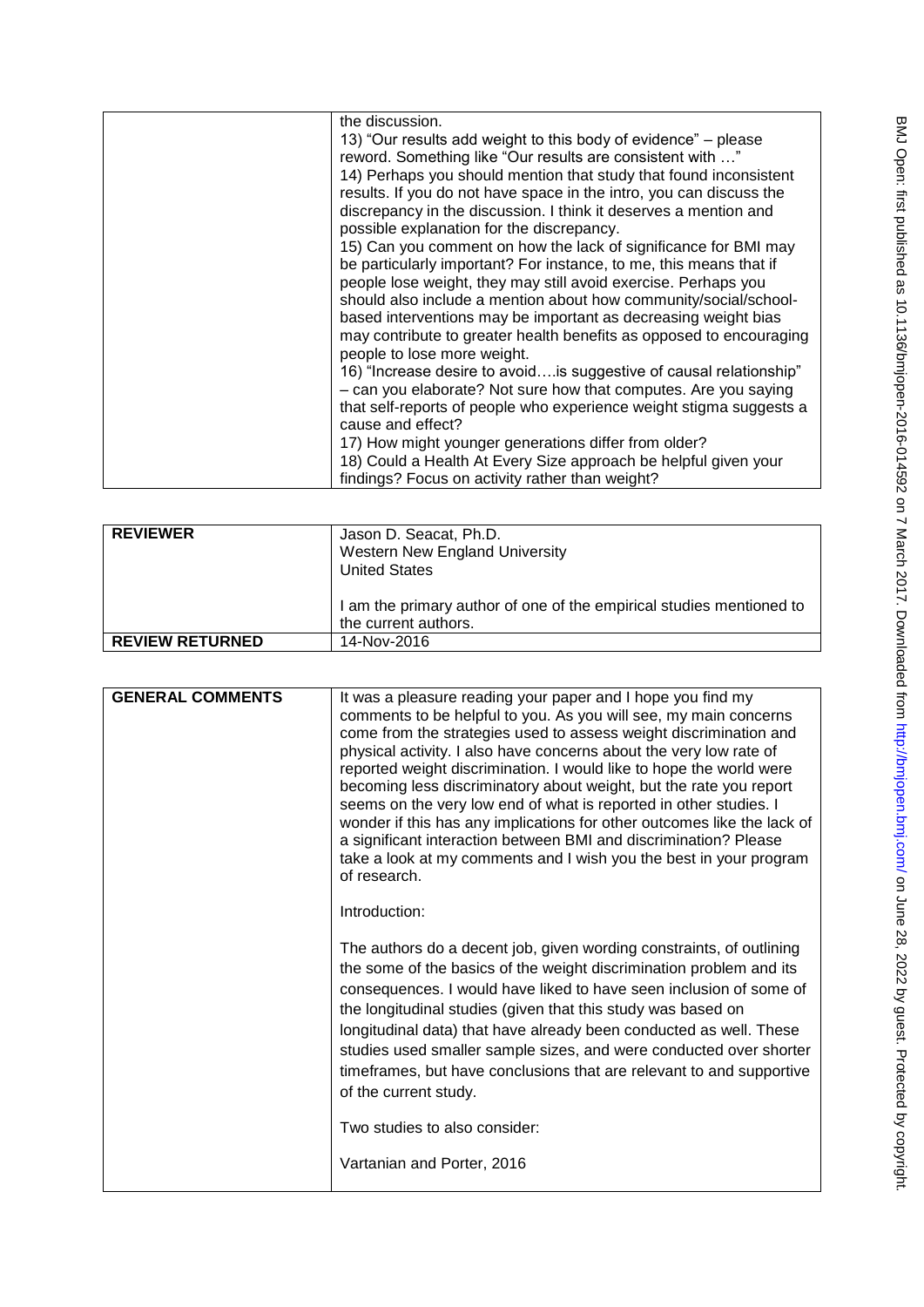| | |
|---|---|
| | the discussion.<br>13) "Our results add weight to this body of evidence" – please reword. Something like "Our results are consistent with …"<br>14) Perhaps you should mention that study that found inconsistent results. If you do not have space in the intro, you can discuss the discrepancy in the discussion. I think it deserves a mention and possible explanation for the discrepancy.<br>15) Can you comment on how the lack of significance for BMI may be particularly important? For instance, to me, this means that if people lose weight, they may still avoid exercise. Perhaps you should also include a mention about how community/social/school-based interventions may be important as decreasing weight bias may contribute to greater health benefits as opposed to encouraging people to lose more weight.<br>16) "Increase desire to avoid….is suggestive of causal relationship" – can you elaborate? Not sure how that computes. Are you saying that self-reports of people who experience weight stigma suggests a cause and effect?<br>17) How might younger generations differ from older?<br>18) Could a Health At Every Size approach be helpful given your findings? Focus on activity rather than weight? |

| | |
|---|---|
| **REVIEWER** | Jason D. Seacat, Ph.D.<br>Western New England University<br>United States<br><br>I am the primary author of one of the empirical studies mentioned to the current authors. |
| **REVIEW RETURNED** | 14-Nov-2016 |

| | |
|---|---|
| **GENERAL COMMENTS** | It was a pleasure reading your paper and I hope you find my comments to be helpful to you. As you will see, my main concerns come from the strategies used to assess weight discrimination and physical activity. I also have concerns about the very low rate of reported weight discrimination. I would like to hope the world were becoming less discriminatory about weight, but the rate you report seems on the very low end of what is reported in other studies. I wonder if this has any implications for other outcomes like the lack of a significant interaction between BMI and discrimination? Please take a look at my comments and I wish you the best in your program of research.<br><br>Introduction:<br><br>The authors do a decent job, given wording constraints, of outlining the some of the basics of the weight discrimination problem and its consequences. I would have liked to have seen inclusion of some of the longitudinal studies (given that this study was based on longitudinal data) that have already been conducted as well. These studies used smaller sample sizes, and were conducted over shorter timeframes, but have conclusions that are relevant to and supportive of the current study.<br><br>Two studies to also consider:<br><br>Vartanian and Porter, 2016 |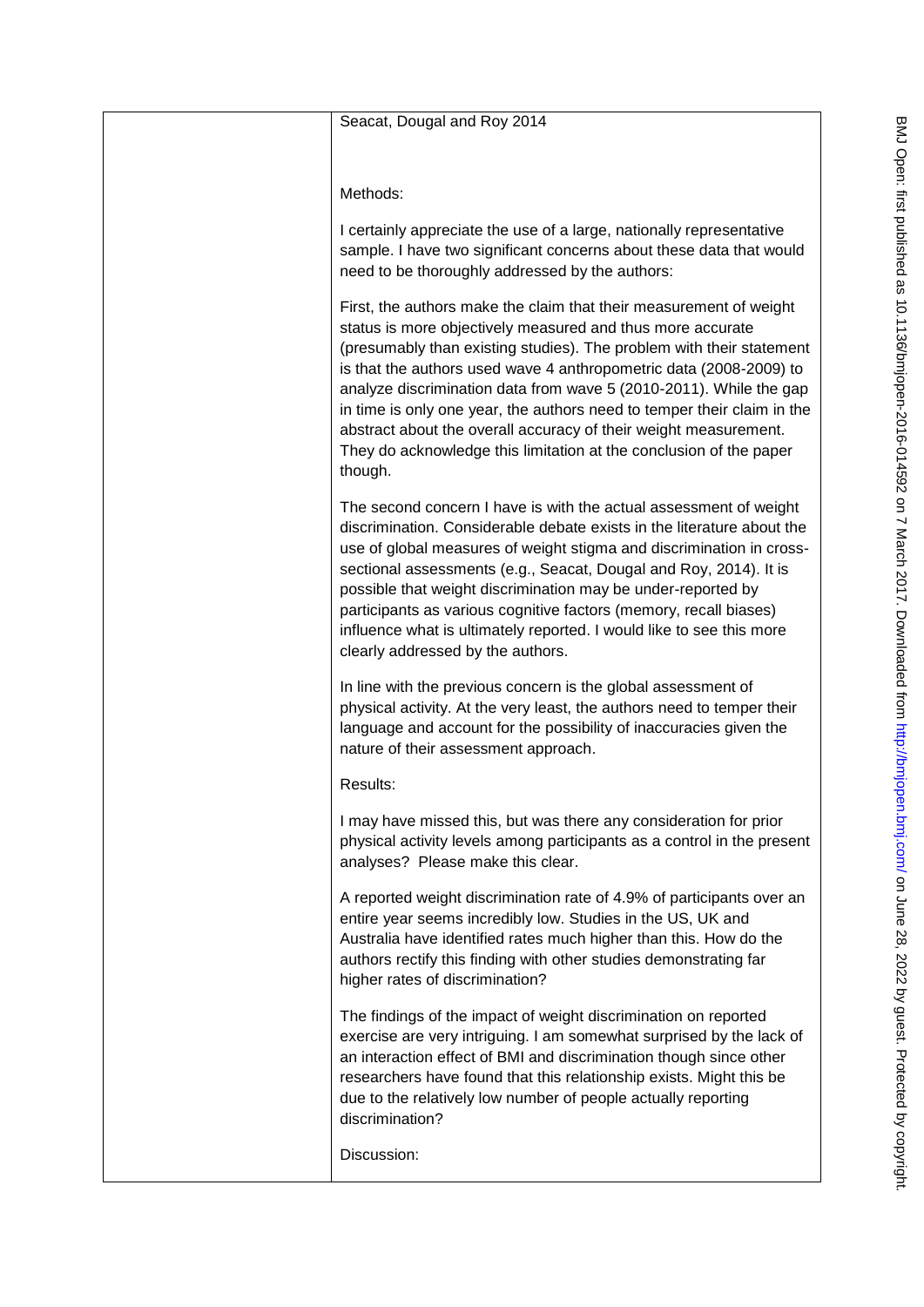Seacat, Dougal and Roy 2014

Methods:

I certainly appreciate the use of a large, nationally representative sample. I have two significant concerns about these data that would need to be thoroughly addressed by the authors:

First, the authors make the claim that their measurement of weight status is more objectively measured and thus more accurate (presumably than existing studies). The problem with their statement is that the authors used wave 4 anthropometric data (2008-2009) to analyze discrimination data from wave 5 (2010-2011). While the gap in time is only one year, the authors need to temper their claim in the abstract about the overall accuracy of their weight measurement. They do acknowledge this limitation at the conclusion of the paper though.

The second concern I have is with the actual assessment of weight discrimination. Considerable debate exists in the literature about the use of global measures of weight stigma and discrimination in cross-sectional assessments (e.g., Seacat, Dougal and Roy, 2014). It is possible that weight discrimination may be under-reported by participants as various cognitive factors (memory, recall biases) influence what is ultimately reported. I would like to see this more clearly addressed by the authors.

In line with the previous concern is the global assessment of physical activity. At the very least, the authors need to temper their language and account for the possibility of inaccuracies given the nature of their assessment approach.

Results:

I may have missed this, but was there any consideration for prior physical activity levels among participants as a control in the present analyses? Please make this clear.

A reported weight discrimination rate of 4.9% of participants over an entire year seems incredibly low. Studies in the US, UK and Australia have identified rates much higher than this. How do the authors rectify this finding with other studies demonstrating far higher rates of discrimination?

The findings of the impact of weight discrimination on reported exercise are very intriguing. I am somewhat surprised by the lack of an interaction effect of BMI and discrimination though since other researchers have found that this relationship exists. Might this be due to the relatively low number of people actually reporting discrimination?

Discussion: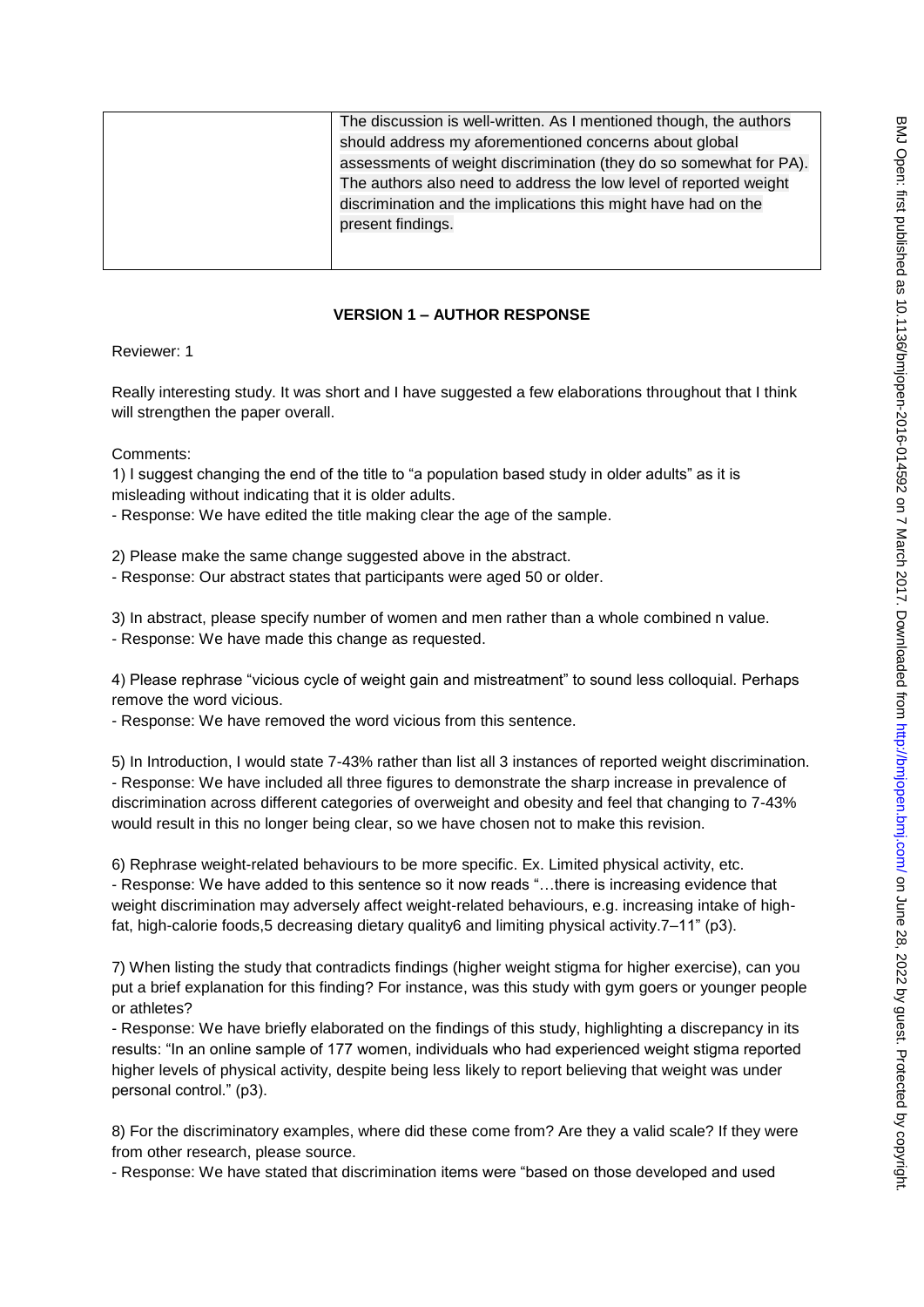| | The discussion is well-written. As I mentioned though, the authors should address my aforementioned concerns about global assessments of weight discrimination (they do so somewhat for PA). The authors also need to address the low level of reported weight discrimination and the implications this might have had on the present findings. |
|---|---|

**VERSION 1 – AUTHOR RESPONSE**

Reviewer: 1

Really interesting study. It was short and I have suggested a few elaborations throughout that I think will strengthen the paper overall.

Comments:

1) I suggest changing the end of the title to "a population based study in older adults" as it is misleading without indicating that it is older adults.

- Response: We have edited the title making clear the age of the sample.

2) Please make the same change suggested above in the abstract.

- Response: Our abstract states that participants were aged 50 or older.

3) In abstract, please specify number of women and men rather than a whole combined n value.

- Response: We have made this change as requested.

4) Please rephrase "vicious cycle of weight gain and mistreatment" to sound less colloquial. Perhaps remove the word vicious.

- Response: We have removed the word vicious from this sentence.

5) In Introduction, I would state 7-43% rather than list all 3 instances of reported weight discrimination.

- Response: We have included all three figures to demonstrate the sharp increase in prevalence of discrimination across different categories of overweight and obesity and feel that changing to 7-43% would result in this no longer being clear, so we have chosen not to make this revision.

6) Rephrase weight-related behaviours to be more specific. Ex. Limited physical activity, etc.

- Response: We have added to this sentence so it now reads "…there is increasing evidence that weight discrimination may adversely affect weight-related behaviours, e.g. increasing intake of high-fat, high-calorie foods,5 decreasing dietary quality6 and limiting physical activity.7–11" (p3).

7) When listing the study that contradicts findings (higher weight stigma for higher exercise), can you put a brief explanation for this finding? For instance, was this study with gym goers or younger people or athletes?

- Response: We have briefly elaborated on the findings of this study, highlighting a discrepancy in its results: "In an online sample of 177 women, individuals who had experienced weight stigma reported higher levels of physical activity, despite being less likely to report believing that weight was under personal control." (p3).

8) For the discriminatory examples, where did these come from? Are they a valid scale? If they were from other research, please source.

- Response: We have stated that discrimination items were "based on those developed and used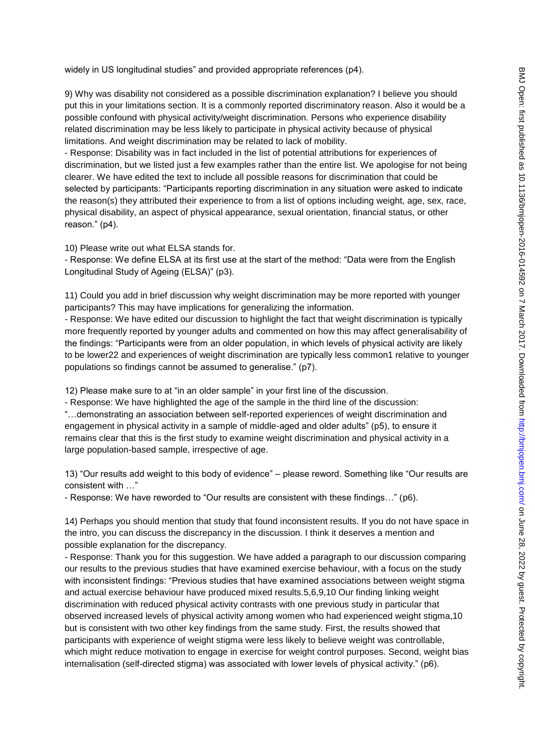widely in US longitudinal studies" and provided appropriate references (p4).

9) Why was disability not considered as a possible discrimination explanation? I believe you should put this in your limitations section. It is a commonly reported discriminatory reason. Also it would be a possible confound with physical activity/weight discrimination. Persons who experience disability related discrimination may be less likely to participate in physical activity because of physical limitations. And weight discrimination may be related to lack of mobility.

- Response: Disability was in fact included in the list of potential attributions for experiences of discrimination, but we listed just a few examples rather than the entire list. We apologise for not being clearer. We have edited the text to include all possible reasons for discrimination that could be selected by participants: "Participants reporting discrimination in any situation were asked to indicate the reason(s) they attributed their experience to from a list of options including weight, age, sex, race, physical disability, an aspect of physical appearance, sexual orientation, financial status, or other reason." (p4).

10) Please write out what ELSA stands for.

- Response: We define ELSA at its first use at the start of the method: "Data were from the English Longitudinal Study of Ageing (ELSA)" (p3).

11) Could you add in brief discussion why weight discrimination may be more reported with younger participants? This may have implications for generalizing the information.

- Response: We have edited our discussion to highlight the fact that weight discrimination is typically more frequently reported by younger adults and commented on how this may affect generalisability of the findings: "Participants were from an older population, in which levels of physical activity are likely to be lower[22] and experiences of weight discrimination are typically less common[1] relative to younger populations so findings cannot be assumed to generalise." (p7).

12) Please make sure to at "in an older sample" in your first line of the discussion.

- Response: We have highlighted the age of the sample in the third line of the discussion: "…demonstrating an association between self-reported experiences of weight discrimination and engagement in physical activity in a sample of middle-aged and older adults" (p5), to ensure it remains clear that this is the first study to examine weight discrimination and physical activity in a large population-based sample, irrespective of age.

13) "Our results add weight to this body of evidence" – please reword. Something like "Our results are consistent with …"

- Response: We have reworded to "Our results are consistent with these findings…" (p6).

14) Perhaps you should mention that study that found inconsistent results. If you do not have space in the intro, you can discuss the discrepancy in the discussion. I think it deserves a mention and possible explanation for the discrepancy.

- Response: Thank you for this suggestion. We have added a paragraph to our discussion comparing our results to the previous studies that have examined exercise behaviour, with a focus on the study with inconsistent findings: "Previous studies that have examined associations between weight stigma and actual exercise behaviour have produced mixed results.[5,6,9,10] Our finding linking weight discrimination with reduced physical activity contrasts with one previous study in particular that observed increased levels of physical activity among women who had experienced weight stigma,[10] but is consistent with two other key findings from the same study. First, the results showed that participants with experience of weight stigma were less likely to believe weight was controllable, which might reduce motivation to engage in exercise for weight control purposes. Second, weight bias internalisation (self-directed stigma) was associated with lower levels of physical activity." (p6).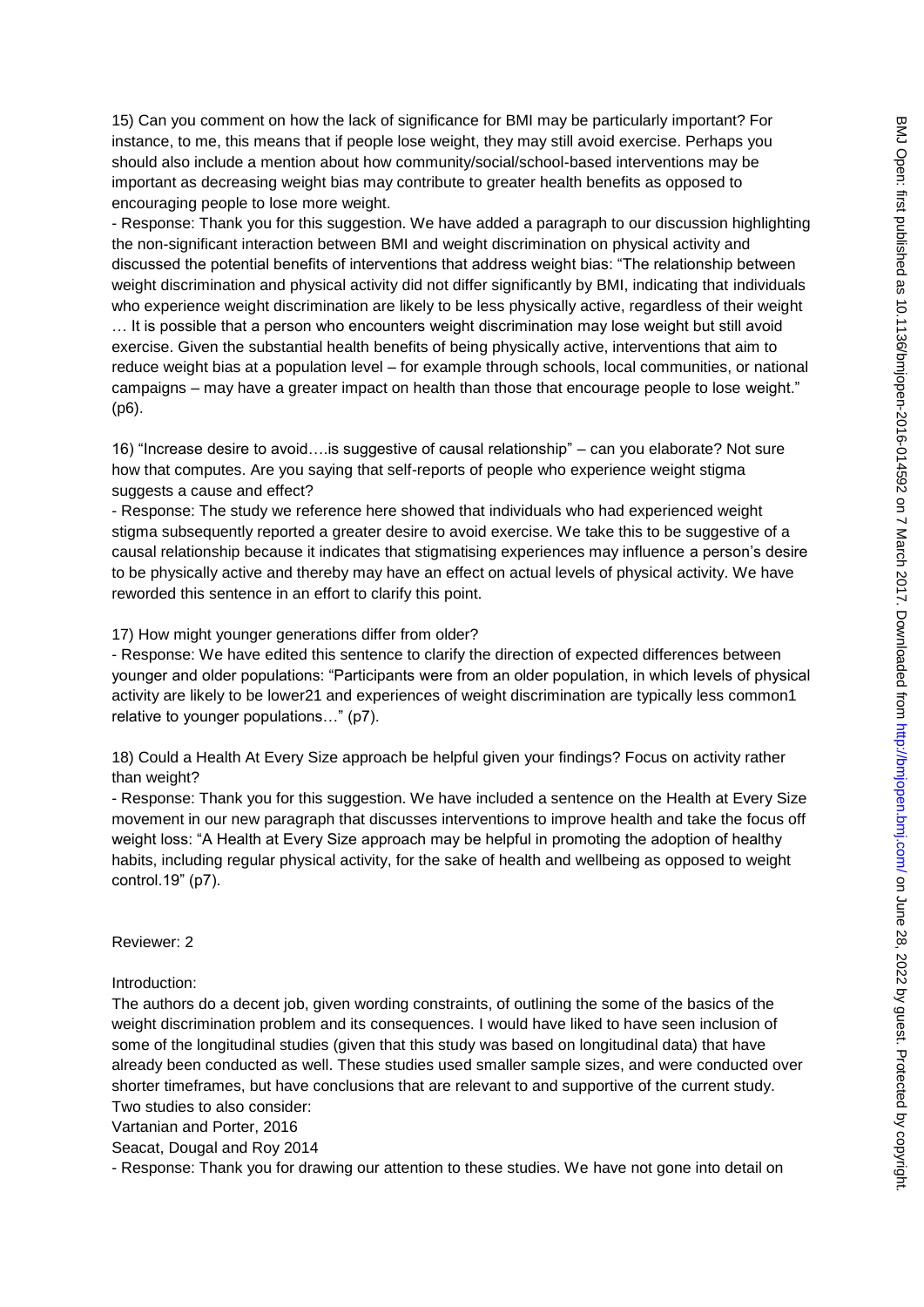15) Can you comment on how the lack of significance for BMI may be particularly important? For instance, to me, this means that if people lose weight, they may still avoid exercise. Perhaps you should also include a mention about how community/social/school-based interventions may be important as decreasing weight bias may contribute to greater health benefits as opposed to encouraging people to lose more weight.

- Response: Thank you for this suggestion. We have added a paragraph to our discussion highlighting the non-significant interaction between BMI and weight discrimination on physical activity and discussed the potential benefits of interventions that address weight bias: "The relationship between weight discrimination and physical activity did not differ significantly by BMI, indicating that individuals who experience weight discrimination are likely to be less physically active, regardless of their weight … It is possible that a person who encounters weight discrimination may lose weight but still avoid exercise. Given the substantial health benefits of being physically active, interventions that aim to reduce weight bias at a population level – for example through schools, local communities, or national campaigns – may have a greater impact on health than those that encourage people to lose weight." (p6).

16) "Increase desire to avoid….is suggestive of causal relationship" – can you elaborate? Not sure how that computes. Are you saying that self-reports of people who experience weight stigma suggests a cause and effect?

- Response: The study we reference here showed that individuals who had experienced weight stigma subsequently reported a greater desire to avoid exercise. We take this to be suggestive of a causal relationship because it indicates that stigmatising experiences may influence a person's desire to be physically active and thereby may have an effect on actual levels of physical activity. We have reworded this sentence in an effort to clarify this point.

17) How might younger generations differ from older?

- Response: We have edited this sentence to clarify the direction of expected differences between younger and older populations: "Participants were from an older population, in which levels of physical activity are likely to be lower[21] and experiences of weight discrimination are typically less common[1] relative to younger populations…" (p7).

18) Could a Health At Every Size approach be helpful given your findings? Focus on activity rather than weight?

- Response: Thank you for this suggestion. We have included a sentence on the Health at Every Size movement in our new paragraph that discusses interventions to improve health and take the focus off weight loss: "A Health at Every Size approach may be helpful in promoting the adoption of healthy habits, including regular physical activity, for the sake of health and wellbeing as opposed to weight control.[19]" (p7).

Reviewer: 2

Introduction:

The authors do a decent job, given wording constraints, of outlining the some of the basics of the weight discrimination problem and its consequences. I would have liked to have seen inclusion of some of the longitudinal studies (given that this study was based on longitudinal data) that have already been conducted as well. These studies used smaller sample sizes, and were conducted over shorter timeframes, but have conclusions that are relevant to and supportive of the current study. Two studies to also consider:

Vartanian and Porter, 2016

Seacat, Dougal and Roy 2014

- Response: Thank you for drawing our attention to these studies. We have not gone into detail on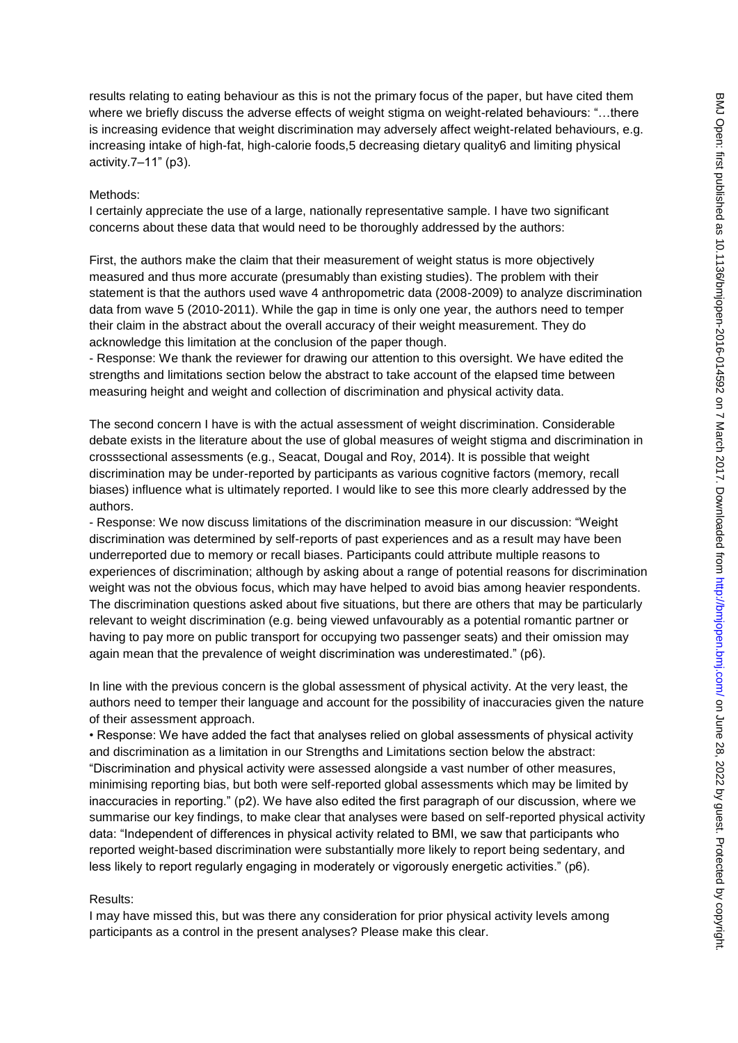results relating to eating behaviour as this is not the primary focus of the paper, but have cited them where we briefly discuss the adverse effects of weight stigma on weight-related behaviours: "…there is increasing evidence that weight discrimination may adversely affect weight-related behaviours, e.g. increasing intake of high-fat, high-calorie foods,5 decreasing dietary quality6 and limiting physical activity.7–11" (p3).

Methods:
I certainly appreciate the use of a large, nationally representative sample. I have two significant concerns about these data that would need to be thoroughly addressed by the authors:

First, the authors make the claim that their measurement of weight status is more objectively measured and thus more accurate (presumably than existing studies). The problem with their statement is that the authors used wave 4 anthropometric data (2008-2009) to analyze discrimination data from wave 5 (2010-2011). While the gap in time is only one year, the authors need to temper their claim in the abstract about the overall accuracy of their weight measurement. They do acknowledge this limitation at the conclusion of the paper though.
- Response: We thank the reviewer for drawing our attention to this oversight. We have edited the strengths and limitations section below the abstract to take account of the elapsed time between measuring height and weight and collection of discrimination and physical activity data.

The second concern I have is with the actual assessment of weight discrimination. Considerable debate exists in the literature about the use of global measures of weight stigma and discrimination in crosssectional assessments (e.g., Seacat, Dougal and Roy, 2014). It is possible that weight discrimination may be under-reported by participants as various cognitive factors (memory, recall biases) influence what is ultimately reported. I would like to see this more clearly addressed by the authors.
- Response: We now discuss limitations of the discrimination measure in our discussion: "Weight discrimination was determined by self-reports of past experiences and as a result may have been underreported due to memory or recall biases. Participants could attribute multiple reasons to experiences of discrimination; although by asking about a range of potential reasons for discrimination weight was not the obvious focus, which may have helped to avoid bias among heavier respondents. The discrimination questions asked about five situations, but there are others that may be particularly relevant to weight discrimination (e.g. being viewed unfavourably as a potential romantic partner or having to pay more on public transport for occupying two passenger seats) and their omission may again mean that the prevalence of weight discrimination was underestimated." (p6).

In line with the previous concern is the global assessment of physical activity. At the very least, the authors need to temper their language and account for the possibility of inaccuracies given the nature of their assessment approach.
• Response: We have added the fact that analyses relied on global assessments of physical activity and discrimination as a limitation in our Strengths and Limitations section below the abstract: "Discrimination and physical activity were assessed alongside a vast number of other measures, minimising reporting bias, but both were self-reported global assessments which may be limited by inaccuracies in reporting." (p2). We have also edited the first paragraph of our discussion, where we summarise our key findings, to make clear that analyses were based on self-reported physical activity data: "Independent of differences in physical activity related to BMI, we saw that participants who reported weight-based discrimination were substantially more likely to report being sedentary, and less likely to report regularly engaging in moderately or vigorously energetic activities." (p6).

Results:
I may have missed this, but was there any consideration for prior physical activity levels among participants as a control in the present analyses? Please make this clear.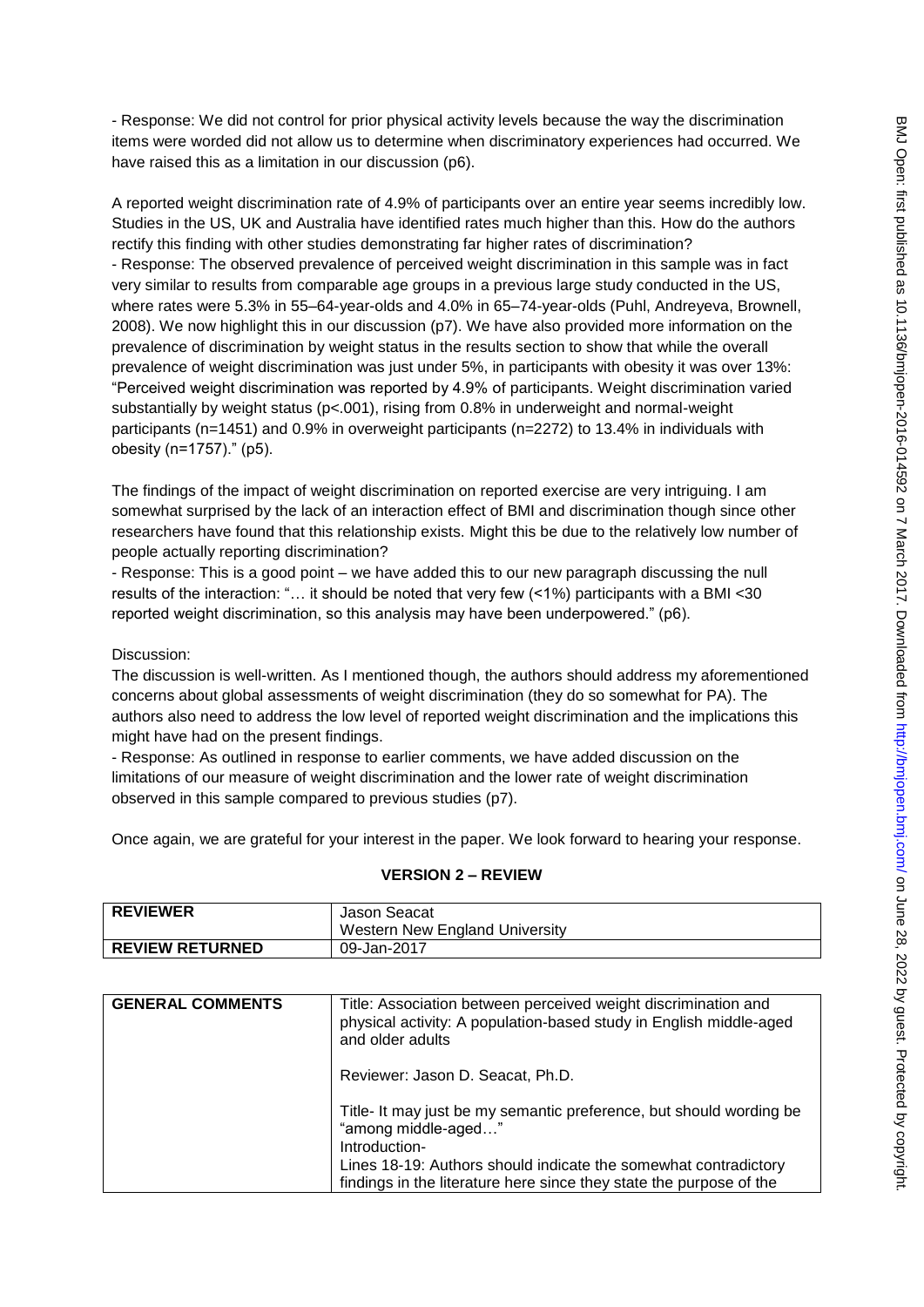- Response: We did not control for prior physical activity levels because the way the discrimination items were worded did not allow us to determine when discriminatory experiences had occurred. We have raised this as a limitation in our discussion (p6).

A reported weight discrimination rate of 4.9% of participants over an entire year seems incredibly low. Studies in the US, UK and Australia have identified rates much higher than this. How do the authors rectify this finding with other studies demonstrating far higher rates of discrimination?

- Response: The observed prevalence of perceived weight discrimination in this sample was in fact very similar to results from comparable age groups in a previous large study conducted in the US, where rates were 5.3% in 55–64-year-olds and 4.0% in 65–74-year-olds (Puhl, Andreyeva, Brownell, 2008). We now highlight this in our discussion (p7). We have also provided more information on the prevalence of discrimination by weight status in the results section to show that while the overall prevalence of weight discrimination was just under 5%, in participants with obesity it was over 13%: "Perceived weight discrimination was reported by 4.9% of participants. Weight discrimination varied substantially by weight status (p<.001), rising from 0.8% in underweight and normal-weight participants (n=1451) and 0.9% in overweight participants (n=2272) to 13.4% in individuals with obesity (n=1757)." (p5).

The findings of the impact of weight discrimination on reported exercise are very intriguing. I am somewhat surprised by the lack of an interaction effect of BMI and discrimination though since other researchers have found that this relationship exists. Might this be due to the relatively low number of people actually reporting discrimination?

- Response: This is a good point – we have added this to our new paragraph discussing the null results of the interaction: "… it should be noted that very few (<1%) participants with a BMI <30 reported weight discrimination, so this analysis may have been underpowered." (p6).

Discussion:

The discussion is well-written. As I mentioned though, the authors should address my aforementioned concerns about global assessments of weight discrimination (they do so somewhat for PA). The authors also need to address the low level of reported weight discrimination and the implications this might have had on the present findings.

- Response: As outlined in response to earlier comments, we have added discussion on the limitations of our measure of weight discrimination and the lower rate of weight discrimination observed in this sample compared to previous studies (p7).

Once again, we are grateful for your interest in the paper. We look forward to hearing your response.

## VERSION 2 – REVIEW

| REVIEWER | Jason Seacat<br>Western New England University |
|---|---|
| REVIEW RETURNED | 09-Jan-2017 |

| GENERAL COMMENTS | Title: Association between perceived weight discrimination and physical activity: A population-based study in English middle-aged and older adults<br><br>Reviewer: Jason D. Seacat, Ph.D.<br><br>Title- It may just be my semantic preference, but should wording be "among middle-aged…"<br>Introduction-<br>Lines 18-19: Authors should indicate the somewhat contradictory findings in the literature here since they state the purpose of the |
|---|---|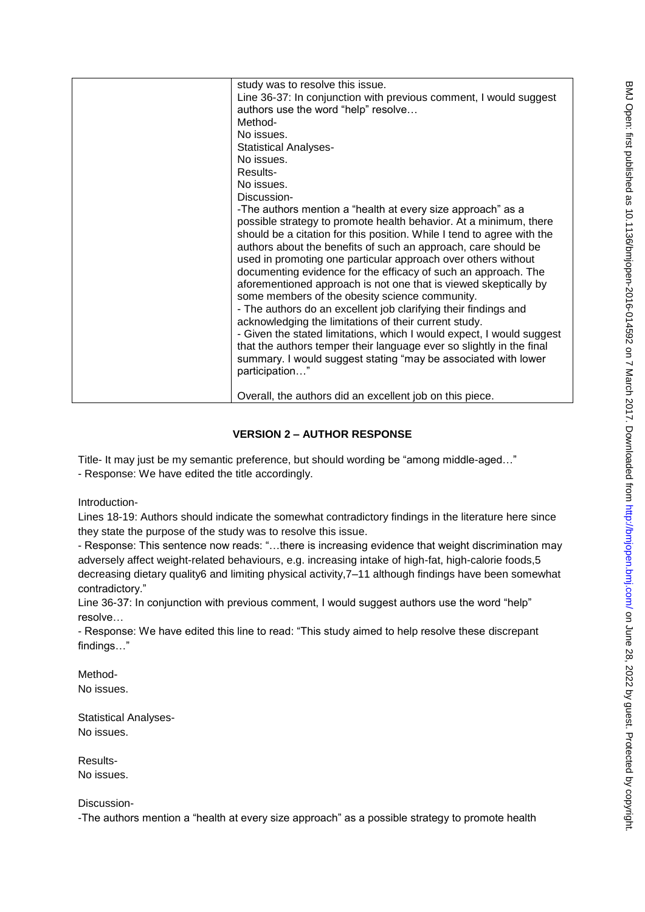| | study was to resolve this issue.<br>Line 36-37: In conjunction with previous comment, I would suggest authors use the word "help" resolve…<br>Method-<br>No issues.<br>Statistical Analyses-<br>No issues.<br>Results-<br>No issues.<br>Discussion-<br>-The authors mention a "health at every size approach" as a possible strategy to promote health behavior. At a minimum, there should be a citation for this position. While I tend to agree with the authors about the benefits of such an approach, care should be used in promoting one particular approach over others without documenting evidence for the efficacy of such an approach. The aforementioned approach is not one that is viewed skeptically by some members of the obesity science community.<br>- The authors do an excellent job clarifying their findings and acknowledging the limitations of their current study.<br>- Given the stated limitations, which I would expect, I would suggest that the authors temper their language ever so slightly in the final summary. I would suggest stating "may be associated with lower participation…"<br><br>Overall, the authors did an excellent job on this piece. |
|---|---|

### VERSION 2 – AUTHOR RESPONSE

Title- It may just be my semantic preference, but should wording be "among middle-aged…"
- Response: We have edited the title accordingly.

Introduction-
Lines 18-19: Authors should indicate the somewhat contradictory findings in the literature here since they state the purpose of the study was to resolve this issue.
- Response: This sentence now reads: "…there is increasing evidence that weight discrimination may adversely affect weight-related behaviours, e.g. increasing intake of high-fat, high-calorie foods,5 decreasing dietary quality6 and limiting physical activity,7–11 although findings have been somewhat contradictory."
Line 36-37: In conjunction with previous comment, I would suggest authors use the word "help" resolve…
- Response: We have edited this line to read: "This study aimed to help resolve these discrepant findings…"

Method-
No issues.

Statistical Analyses-
No issues.

Results-
No issues.

Discussion-
-The authors mention a "health at every size approach" as a possible strategy to promote health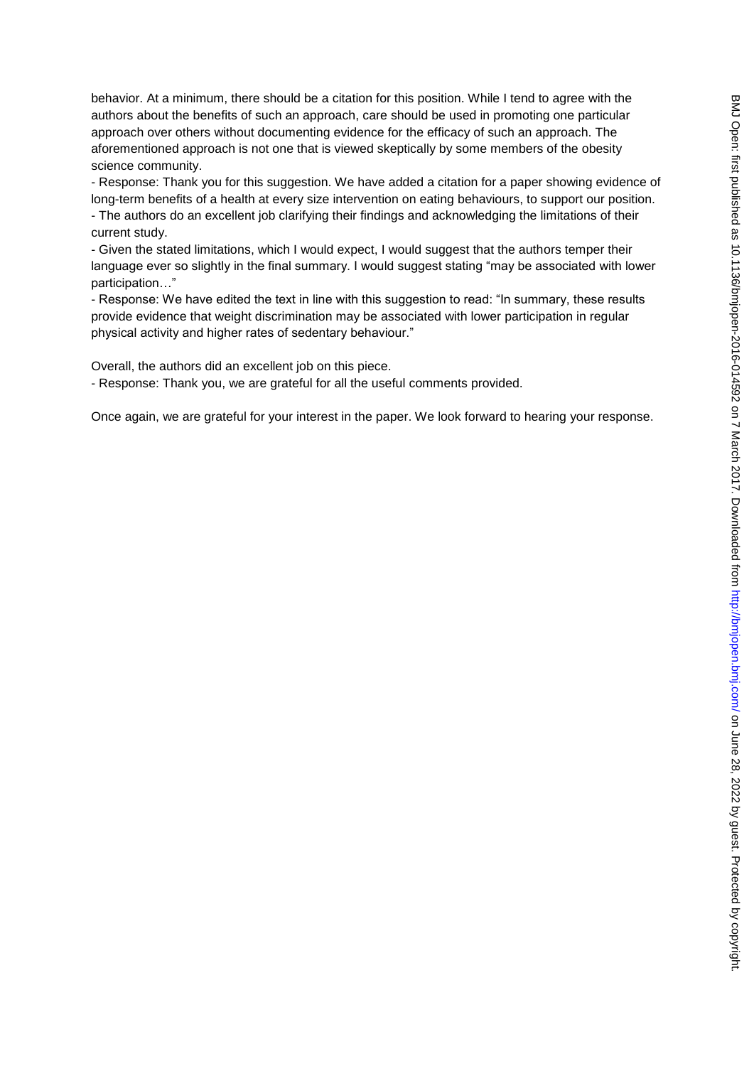behavior. At a minimum, there should be a citation for this position. While I tend to agree with the authors about the benefits of such an approach, care should be used in promoting one particular approach over others without documenting evidence for the efficacy of such an approach. The aforementioned approach is not one that is viewed skeptically by some members of the obesity science community.

- Response: Thank you for this suggestion. We have added a citation for a paper showing evidence of long-term benefits of a health at every size intervention on eating behaviours, to support our position.
- The authors do an excellent job clarifying their findings and acknowledging the limitations of their current study.
- Given the stated limitations, which I would expect, I would suggest that the authors temper their language ever so slightly in the final summary. I would suggest stating "may be associated with lower participation…"
- Response: We have edited the text in line with this suggestion to read: "In summary, these results provide evidence that weight discrimination may be associated with lower participation in regular physical activity and higher rates of sedentary behaviour."

Overall, the authors did an excellent job on this piece.

- Response: Thank you, we are grateful for all the useful comments provided.

Once again, we are grateful for your interest in the paper. We look forward to hearing your response.